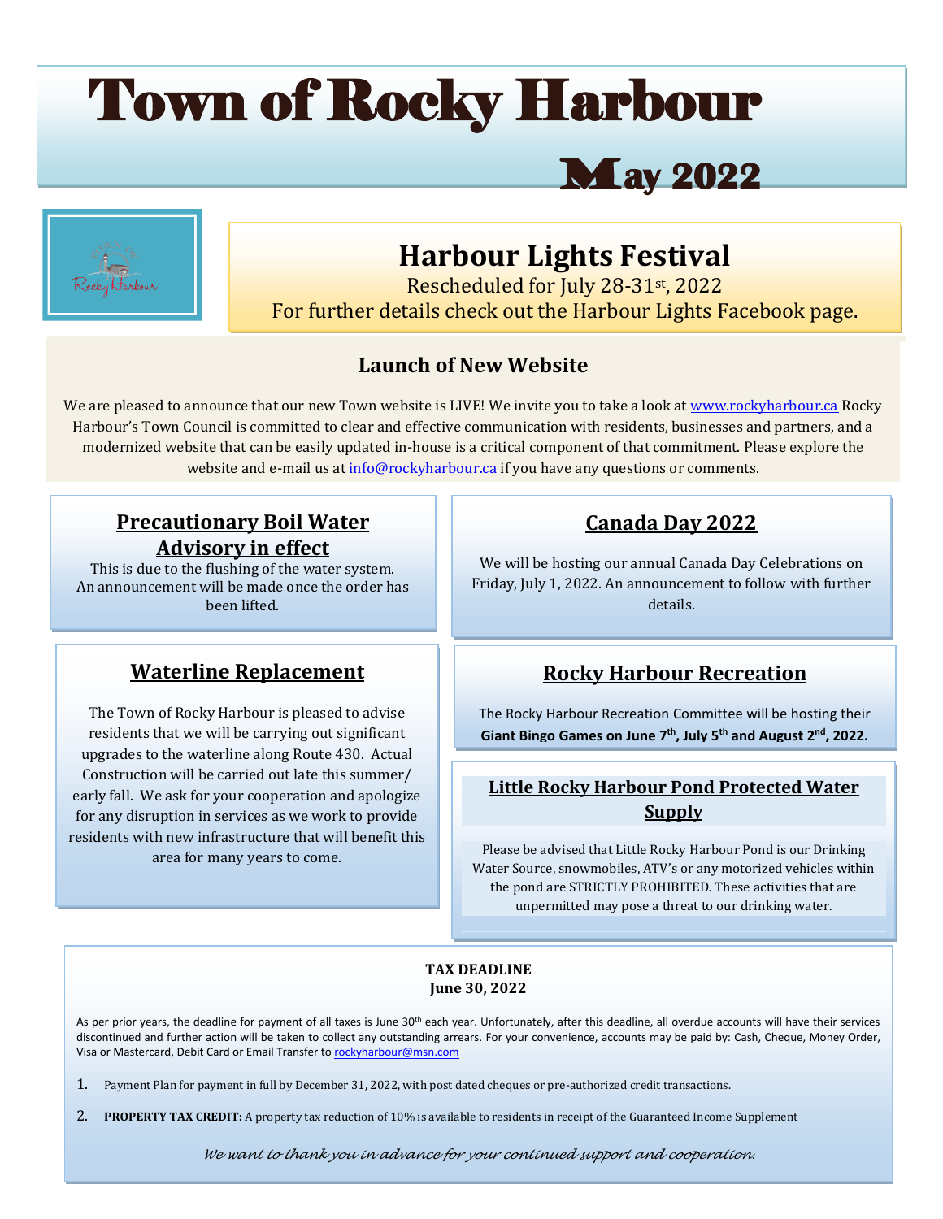# Town of Rocky Harbour

## May 2022

## Harbour Lights Festival

Rescheduled for July 28-31st, 2022

For further details check out the Harbour Lights Facebook page.

## Launch of New Website

We are pleased to announce that our new Town website is LIVE! We invite you to take a look at www.rockyharbour.ca Rocky Harbour's Town Council is committed to clear and effective communication with residents, businesses and partners, and a modernized website that can be easily updated in-house is a critical component of that commitment. Please explore the website and e-mail us at info@rockyharbour.ca if you have any questions or comments.

## Precautionary Boil Water Advisory in effect

This is due to the flushing of the water system. An announcement will be made once the order has been lifted.

## Waterline Replacement

The Town of Rocky Harbour is pleased to advise residents that we will be carrying out significant upgrades to the waterline along Route 430. Actual Construction will be carried out late this summer/ early fall. We ask for your cooperation and apologize for any disruption in services as we work to provide residents with new infrastructure that will benefit this area for many years to come.

## Canada Day 2022

We will be hosting our annual Canada Day Celebrations on Friday, July 1, 2022. An announcement to follow with further details.

## Rocky Harbour Recreation

The Rocky Harbour Recreation Committee will be hosting their **Giant Bingo Games on June 7th, July 5th and August 2nd, 2022.**

## Little Rocky Harbour Pond Protected Water Supply

Please be advised that Little Rocky Harbour Pond is our Drinking Water Source, snowmobiles, ATV's or any motorized vehicles within the pond are STRICTLY PROHIBITED. These activities that are unpermitted may pose a threat to our drinking water.

**TAX DEADLINE**
**June 30, 2022**

As per prior years, the deadline for payment of all taxes is June 30th each year. Unfortunately, after this deadline, all overdue accounts will have their services discontinued and further action will be taken to collect any outstanding arrears. For your convenience, accounts may be paid by: Cash, Cheque, Money Order, Visa or Mastercard, Debit Card or Email Transfer to rockyharbour@msn.com

1. Payment Plan for payment in full by December 31, 2022, with post dated cheques or pre-authorized credit transactions.
2. **PROPERTY TAX CREDIT:** A property tax reduction of 10% is available to residents in receipt of the Guaranteed Income Supplement

*We want to thank you in advance for your continued support and cooperation.*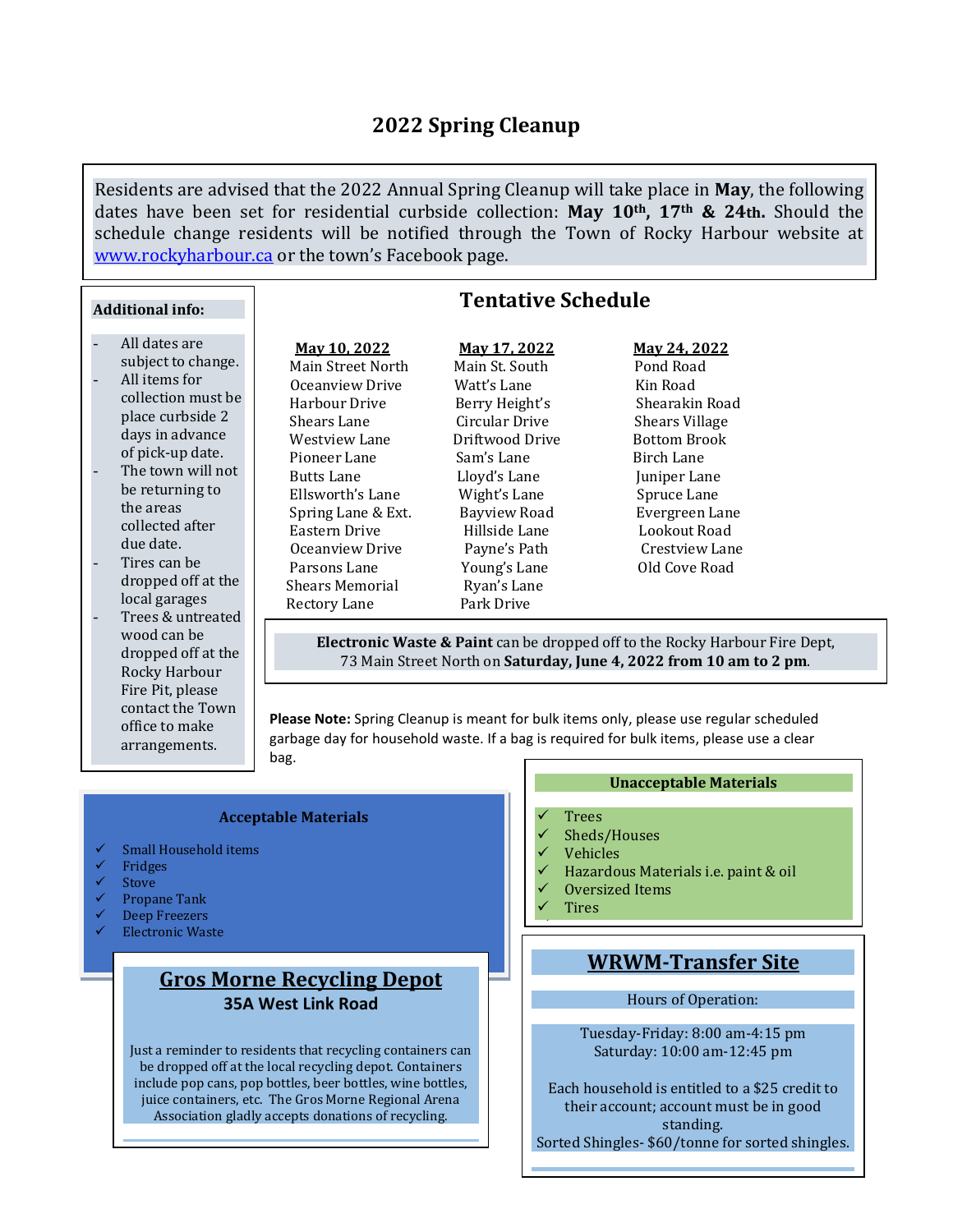# 2022 Spring Cleanup

Residents are advised that the 2022 Annual Spring Cleanup will take place in **May**, the following dates have been set for residential curbside collection: **May 10th, 17th & 24th.** Should the schedule change residents will be notified through the Town of Rocky Harbour website at www.rockyharbour.ca or the town's Facebook page.

**Additional info:**

- All dates are subject to change.
- All items for collection must be place curbside 2 days in advance of pick-up date.
- The town will not be returning to the areas collected after due date.
- Tires can be dropped off at the local garages
- Trees & untreated wood can be dropped off at the Rocky Harbour Fire Pit, please contact the Town office to make arrangements.

## Tentative Schedule

| May 10, 2022 | May 17, 2022 | May 24, 2022 |
|---|---|---|
| Main Street North | Main St. South | Pond Road |
| Oceanview Drive | Watt's Lane | Kin Road |
| Harbour Drive | Berry Height's | Shearakin Road |
| Shears Lane | Circular Drive | Shears Village |
| Westview Lane | Driftwood Drive | Bottom Brook |
| Pioneer Lane | Sam's Lane | Birch Lane |
| Butts Lane | Lloyd's Lane | Juniper Lane |
| Ellsworth's Lane | Wight's Lane | Spruce Lane |
| Spring Lane & Ext. | Bayview Road | Evergreen Lane |
| Eastern Drive | Hillside Lane | Lookout Road |
| Oceanview Drive | Payne's Path | Crestview Lane |
| Parsons Lane | Young's Lane | Old Cove Road |
| Shears Memorial | Ryan's Lane | |
| Rectory Lane | Park Drive | |

**Electronic Waste & Paint** can be dropped off to the Rocky Harbour Fire Dept, 73 Main Street North on **Saturday, June 4, 2022 from 10 am to 2 pm**.

**Please Note:** Spring Cleanup is meant for bulk items only, please use regular scheduled garbage day for household waste. If a bag is required for bulk items, please use a clear bag.

**Acceptable Materials**

- ✓ Small Household items
- ✓ Fridges
- ✓ Stove
- ✓ Propane Tank
- ✓ Deep Freezers
- ✓ Electronic Waste

**Unacceptable Materials**

- ✓ Trees
- ✓ Sheds/Houses
- ✓ Vehicles
- ✓ Hazardous Materials i.e. paint & oil
- ✓ Oversized Items
- ✓ Tires

## Gros Morne Recycling Depot

**35A West Link Road**

Just a reminder to residents that recycling containers can be dropped off at the local recycling depot. Containers include pop cans, pop bottles, beer bottles, wine bottles, juice containers, etc. The Gros Morne Regional Arena Association gladly accepts donations of recycling.

## WRWM-Transfer Site

Hours of Operation:

Tuesday-Friday: 8:00 am-4:15 pm
Saturday: 10:00 am-12:45 pm

Each household is entitled to a $25 credit to their account; account must be in good standing.
Sorted Shingles- $60/tonne for sorted shingles.